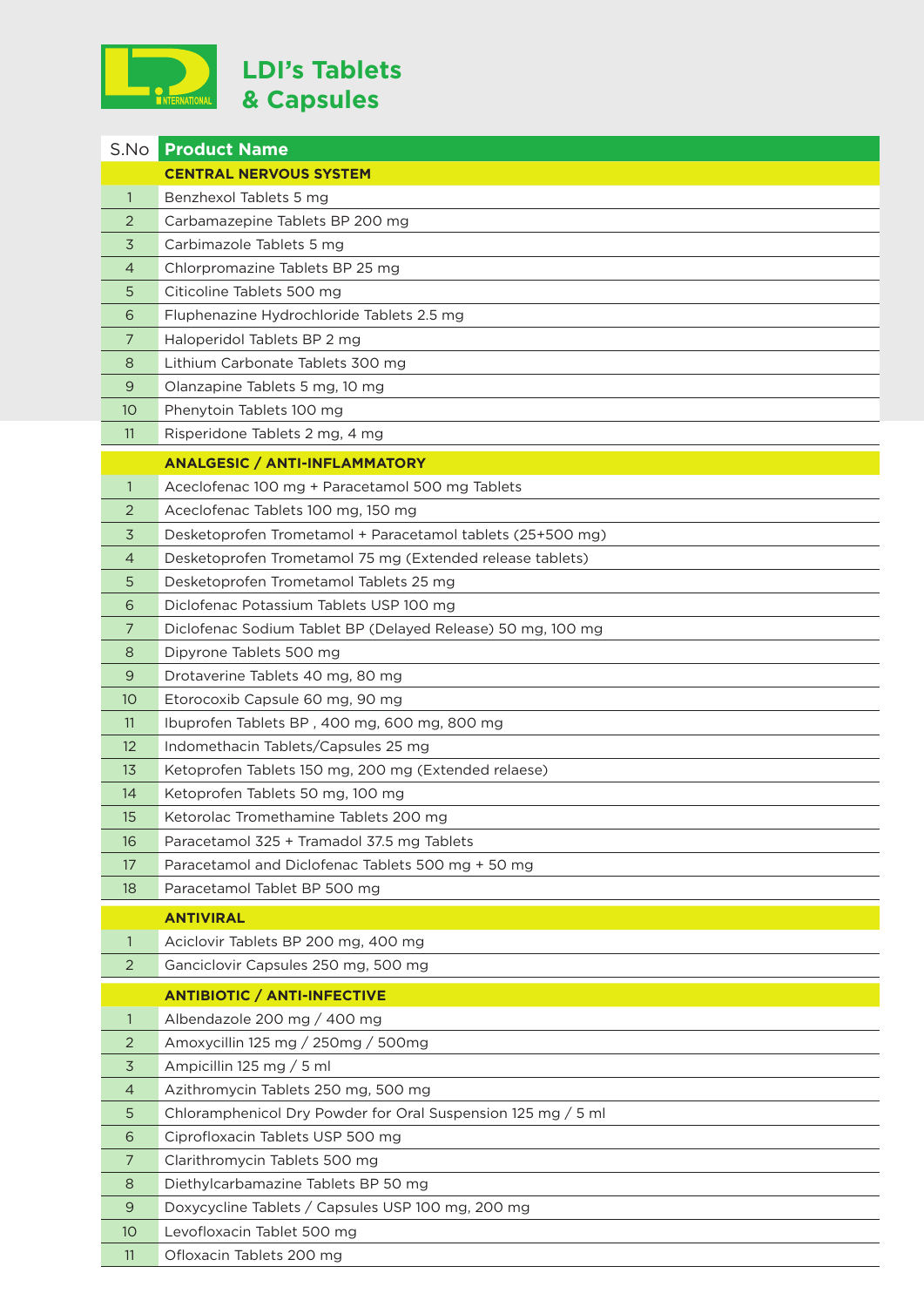# LDI's Tablets & Capsules

| S.No | Product Name |
|---|---|
| | **CENTRAL NERVOUS SYSTEM** |
| 1 | Benzhexol Tablets 5 mg |
| 2 | Carbamazepine Tablets BP 200 mg |
| 3 | Carbimazole Tablets 5 mg |
| 4 | Chlorpromazine Tablets BP 25 mg |
| 5 | Citicoline Tablets 500 mg |
| 6 | Fluphenazine Hydrochloride Tablets 2.5 mg |
| 7 | Haloperidol Tablets BP 2 mg |
| 8 | Lithium Carbonate Tablets 300 mg |
| 9 | Olanzapine Tablets 5 mg, 10 mg |
| 10 | Phenytoin Tablets 100 mg |
| 11 | Risperidone Tablets 2 mg, 4 mg |
| | **ANALGESIC / ANTI-INFLAMMATORY** |
| 1 | Aceclofenac 100 mg + Paracetamol 500 mg Tablets |
| 2 | Aceclofenac Tablets 100 mg, 150 mg |
| 3 | Desketoprofen Trometamol + Paracetamol tablets (25+500 mg) |
| 4 | Desketoprofen Trometamol 75 mg (Extended release tablets) |
| 5 | Desketoprofen Trometamol Tablets 25 mg |
| 6 | Diclofenac Potassium Tablets USP 100 mg |
| 7 | Diclofenac Sodium Tablet BP (Delayed Release) 50 mg, 100 mg |
| 8 | Dipyrone Tablets 500 mg |
| 9 | Drotaverine Tablets 40 mg, 80 mg |
| 10 | Etorocoxib Capsule 60 mg, 90 mg |
| 11 | Ibuprofen Tablets BP , 400 mg, 600 mg, 800 mg |
| 12 | Indomethacin Tablets/Capsules 25 mg |
| 13 | Ketoprofen Tablets 150 mg, 200 mg (Extended relaese) |
| 14 | Ketoprofen Tablets 50 mg, 100 mg |
| 15 | Ketorolac Tromethamine Tablets 200 mg |
| 16 | Paracetamol 325 + Tramadol 37.5 mg Tablets |
| 17 | Paracetamol and Diclofenac Tablets 500 mg + 50 mg |
| 18 | Paracetamol Tablet BP 500 mg |
| | **ANTIVIRAL** |
| 1 | Aciclovir Tablets BP 200 mg, 400 mg |
| 2 | Ganciclovir Capsules 250 mg, 500 mg |
| | **ANTIBIOTIC / ANTI-INFECTIVE** |
| 1 | Albendazole 200 mg / 400 mg |
| 2 | Amoxycillin 125 mg / 250mg / 500mg |
| 3 | Ampicillin 125 mg / 5 ml |
| 4 | Azithromycin Tablets 250 mg, 500 mg |
| 5 | Chloramphenicol Dry Powder for Oral Suspension 125 mg / 5 ml |
| 6 | Ciprofloxacin Tablets USP 500 mg |
| 7 | Clarithromycin Tablets 500 mg |
| 8 | Diethylcarbamazine Tablets BP 50 mg |
| 9 | Doxycycline Tablets / Capsules USP 100 mg, 200 mg |
| 10 | Levofloxacin Tablet 500 mg |
| 11 | Ofloxacin Tablets 200 mg |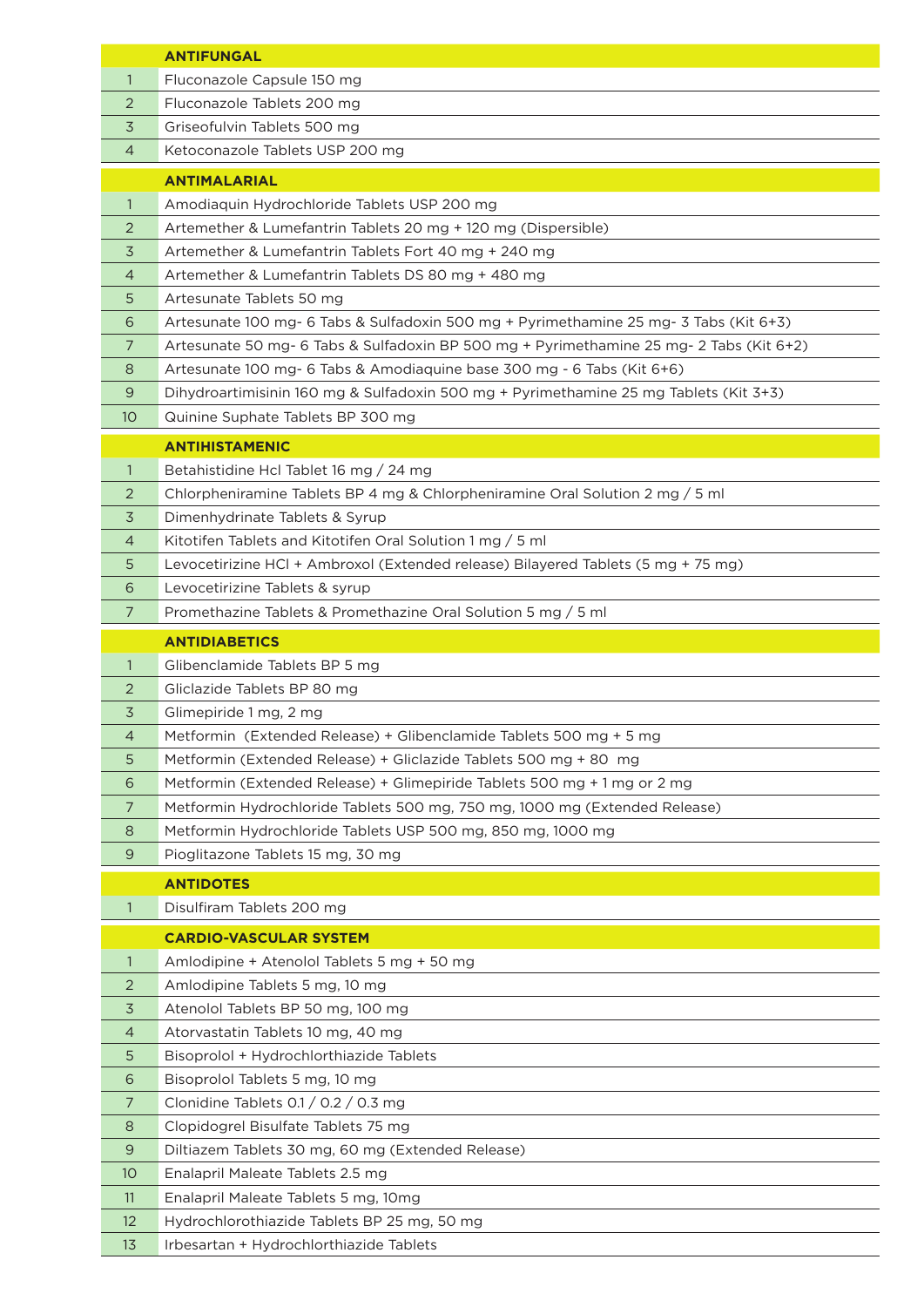| | ANTIFUNGAL |
|---|---|
| 1 | Fluconazole Capsule 150 mg |
| 2 | Fluconazole Tablets 200 mg |
| 3 | Griseofulvin Tablets 500 mg |
| 4 | Ketoconazole Tablets USP 200 mg |

| | ANTIMALARIAL |
|---|---|
| 1 | Amodiaquin Hydrochloride Tablets USP 200 mg |
| 2 | Artemether & Lumefantrin Tablets 20 mg + 120 mg (Dispersible) |
| 3 | Artemether & Lumefantrin Tablets Fort 40 mg + 240 mg |
| 4 | Artemether & Lumefantrin Tablets DS 80 mg + 480 mg |
| 5 | Artesunate Tablets 50 mg |
| 6 | Artesunate 100 mg- 6 Tabs & Sulfadoxin 500 mg + Pyrimethamine 25 mg- 3 Tabs (Kit 6+3) |
| 7 | Artesunate 50 mg- 6 Tabs & Sulfadoxin BP 500 mg + Pyrimethamine 25 mg- 2 Tabs (Kit 6+2) |
| 8 | Artesunate 100 mg- 6 Tabs & Amodiaquine base 300 mg - 6 Tabs (Kit 6+6) |
| 9 | Dihydroartimisinin 160 mg & Sulfadoxin 500 mg + Pyrimethamine 25 mg Tablets (Kit 3+3) |
| 10 | Quinine Suphate Tablets BP 300 mg |

| | ANTIHISTAMENIC |
|---|---|
| 1 | Betahistidine Hcl Tablet 16 mg / 24 mg |
| 2 | Chlorpheniramine Tablets BP 4 mg & Chlorpheniramine Oral Solution 2 mg / 5 ml |
| 3 | Dimenhydrinate Tablets & Syrup |
| 4 | Kitotifen Tablets and Kitotifen Oral Solution 1 mg / 5 ml |
| 5 | Levocetirizine HCl + Ambroxol (Extended release) Bilayered Tablets (5 mg + 75 mg) |
| 6 | Levocetirizine Tablets & syrup |
| 7 | Promethazine Tablets & Promethazine Oral Solution 5 mg / 5 ml |

| | ANTIDIABETICS |
|---|---|
| 1 | Glibenclamide Tablets BP 5 mg |
| 2 | Gliclazide Tablets BP 80 mg |
| 3 | Glimepiride 1 mg, 2 mg |
| 4 | Metformin (Extended Release) + Glibenclamide Tablets 500 mg + 5 mg |
| 5 | Metformin (Extended Release) + Gliclazide Tablets 500 mg + 80 mg |
| 6 | Metformin (Extended Release) + Glimepiride Tablets 500 mg + 1 mg or 2 mg |
| 7 | Metformin Hydrochloride Tablets 500 mg, 750 mg, 1000 mg (Extended Release) |
| 8 | Metformin Hydrochloride Tablets USP 500 mg, 850 mg, 1000 mg |
| 9 | Pioglitazone Tablets 15 mg, 30 mg |

| | ANTIDOTES |
|---|---|
| 1 | Disulfiram Tablets 200 mg |

| | CARDIO-VASCULAR SYSTEM |
|---|---|
| 1 | Amlodipine + Atenolol Tablets 5 mg + 50 mg |
| 2 | Amlodipine Tablets 5 mg, 10 mg |
| 3 | Atenolol Tablets BP 50 mg, 100 mg |
| 4 | Atorvastatin Tablets 10 mg, 40 mg |
| 5 | Bisoprolol + Hydrochlorthiazide Tablets |
| 6 | Bisoprolol Tablets 5 mg, 10 mg |
| 7 | Clonidine Tablets 0.1 / 0.2 / 0.3 mg |
| 8 | Clopidogrel Bisulfate Tablets 75 mg |
| 9 | Diltiazem Tablets 30 mg, 60 mg (Extended Release) |
| 10 | Enalapril Maleate Tablets 2.5 mg |
| 11 | Enalapril Maleate Tablets 5 mg, 10mg |
| 12 | Hydrochlorothiazide Tablets BP 25 mg, 50 mg |
| 13 | Irbesartan + Hydrochlorthiazide Tablets |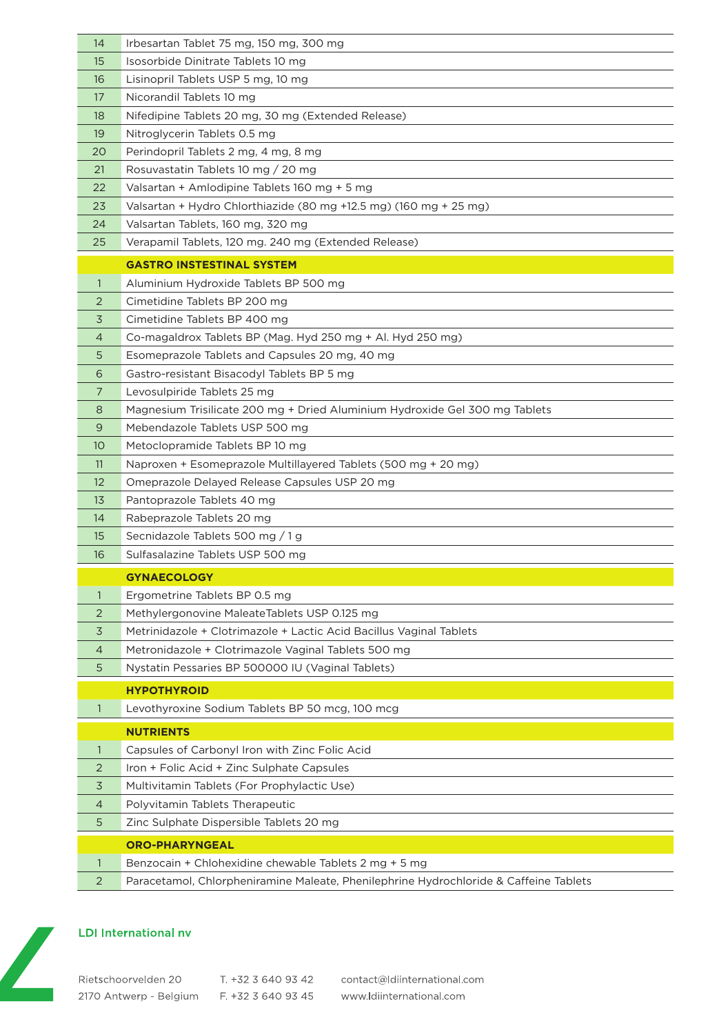| | |
|---|---|
| 14 | Irbesartan Tablet 75 mg, 150 mg, 300 mg |
| 15 | Isosorbide Dinitrate Tablets 10 mg |
| 16 | Lisinopril Tablets USP 5 mg, 10 mg |
| 17 | Nicorandil Tablets 10 mg |
| 18 | Nifedipine Tablets 20 mg, 30 mg (Extended Release) |
| 19 | Nitroglycerin Tablets 0.5 mg |
| 20 | Perindopril Tablets 2 mg, 4 mg, 8 mg |
| 21 | Rosuvastatin Tablets 10 mg / 20 mg |
| 22 | Valsartan + Amlodipine Tablets 160 mg + 5 mg |
| 23 | Valsartan + Hydro Chlorthiazide (80 mg +12.5 mg) (160 mg + 25 mg) |
| 24 | Valsartan Tablets, 160 mg, 320 mg |
| 25 | Verapamil Tablets, 120 mg. 240 mg (Extended Release) |
| | **GASTRO INSTESTINAL SYSTEM** |
| 1 | Aluminium Hydroxide Tablets BP 500 mg |
| 2 | Cimetidine Tablets BP 200 mg |
| 3 | Cimetidine Tablets BP 400 mg |
| 4 | Co-magaldrox Tablets BP (Mag. Hyd 250 mg + Al. Hyd 250 mg) |
| 5 | Esomeprazole Tablets and Capsules 20 mg, 40 mg |
| 6 | Gastro-resistant Bisacodyl Tablets BP 5 mg |
| 7 | Levosulpiride Tablets 25 mg |
| 8 | Magnesium Trisilicate 200 mg + Dried Aluminium Hydroxide Gel 300 mg Tablets |
| 9 | Mebendazole Tablets USP 500 mg |
| 10 | Metoclopramide Tablets BP 10 mg |
| 11 | Naproxen + Esomeprazole Multillayered Tablets (500 mg + 20 mg) |
| 12 | Omeprazole Delayed Release Capsules USP 20 mg |
| 13 | Pantoprazole Tablets 40 mg |
| 14 | Rabeprazole Tablets 20 mg |
| 15 | Secnidazole Tablets 500 mg / 1 g |
| 16 | Sulfasalazine Tablets USP 500 mg |
| | **GYNAECOLOGY** |
| 1 | Ergometrine Tablets BP 0.5 mg |
| 2 | Methylergonovine MaleateTablets USP 0.125 mg |
| 3 | Metrinidazole + Clotrimazole + Lactic Acid Bacillus Vaginal Tablets |
| 4 | Metronidazole + Clotrimazole Vaginal Tablets 500 mg |
| 5 | Nystatin Pessaries BP 500000 IU (Vaginal Tablets) |
| | **HYPOTHYROID** |
| 1 | Levothyroxine Sodium Tablets BP 50 mcg, 100 mcg |
| | **NUTRIENTS** |
| 1 | Capsules of Carbonyl Iron with Zinc Folic Acid |
| 2 | Iron + Folic Acid + Zinc Sulphate Capsules |
| 3 | Multivitamin Tablets (For Prophylactic Use) |
| 4 | Polyvitamin Tablets Therapeutic |
| 5 | Zinc Sulphate Dispersible Tablets 20 mg |
| | **ORO-PHARYNGEAL** |
| 1 | Benzocain + Chlohexidine chewable Tablets 2 mg + 5 mg |
| 2 | Paracetamol, Chlorpheniramine Maleate, Phenilephrine Hydrochloride & Caffeine Tablets |

**LDI International nv**

Rietschoorvelden 20
2170 Antwerp - Belgium

T. +32 3 640 93 42
F. +32 3 640 93 45

contact@ldiinternational.com
www.ldiinternational.com